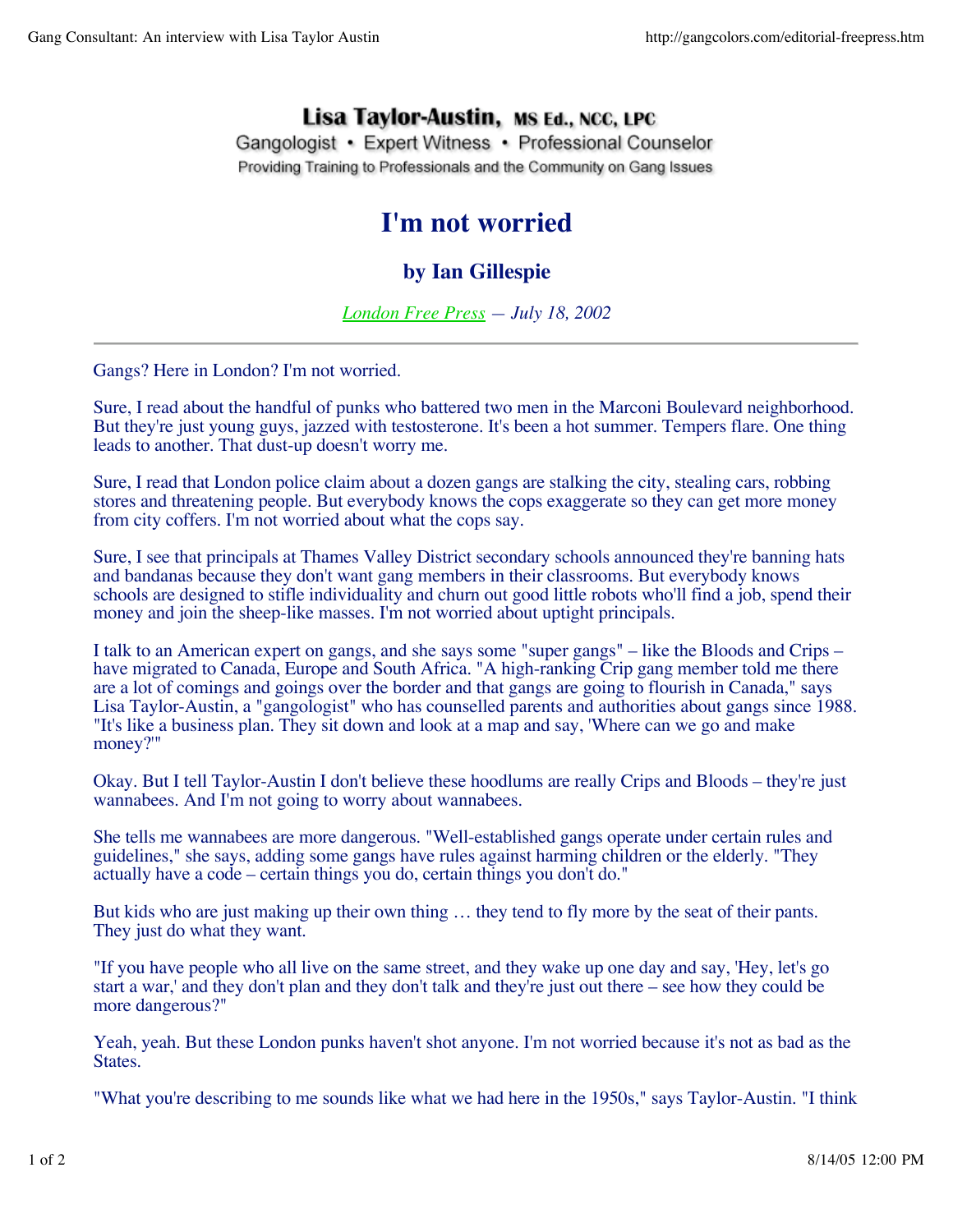**Lisa Taylor-Austin, MS Ed., NCC, LPC**
Gangologist • Expert Witness • Professional Counselor
Providing Training to Professionals and the Community on Gang Issues

# I'm not worried

## by Ian Gillespie

*London Free Press — July 18, 2002*

---

Gangs? Here in London? I'm not worried.

Sure, I read about the handful of punks who battered two men in the Marconi Boulevard neighborhood. But they're just young guys, jazzed with testosterone. It's been a hot summer. Tempers flare. One thing leads to another. That dust-up doesn't worry me.

Sure, I read that London police claim about a dozen gangs are stalking the city, stealing cars, robbing stores and threatening people. But everybody knows the cops exaggerate so they can get more money from city coffers. I'm not worried about what the cops say.

Sure, I see that principals at Thames Valley District secondary schools announced they're banning hats and bandanas because they don't want gang members in their classrooms. But everybody knows schools are designed to stifle individuality and churn out good little robots who'll find a job, spend their money and join the sheep-like masses. I'm not worried about uptight principals.

I talk to an American expert on gangs, and she says some "super gangs" – like the Bloods and Crips – have migrated to Canada, Europe and South Africa. "A high-ranking Crip gang member told me there are a lot of comings and goings over the border and that gangs are going to flourish in Canada," says Lisa Taylor-Austin, a "gangologist" who has counselled parents and authorities about gangs since 1988. "It's like a business plan. They sit down and look at a map and say, 'Where can we go and make money?'"

Okay. But I tell Taylor-Austin I don't believe these hoodlums are really Crips and Bloods – they're just wannabees. And I'm not going to worry about wannabees.

She tells me wannabees are more dangerous. "Well-established gangs operate under certain rules and guidelines," she says, adding some gangs have rules against harming children or the elderly. "They actually have a code – certain things you do, certain things you don't do."

But kids who are just making up their own thing … they tend to fly more by the seat of their pants. They just do what they want.

"If you have people who all live on the same street, and they wake up one day and say, 'Hey, let's go start a war,' and they don't plan and they don't talk and they're just out there – see how they could be more dangerous?"

Yeah, yeah. But these London punks haven't shot anyone. I'm not worried because it's not as bad as the States.

"What you're describing to me sounds like what we had here in the 1950s," says Taylor-Austin. "I think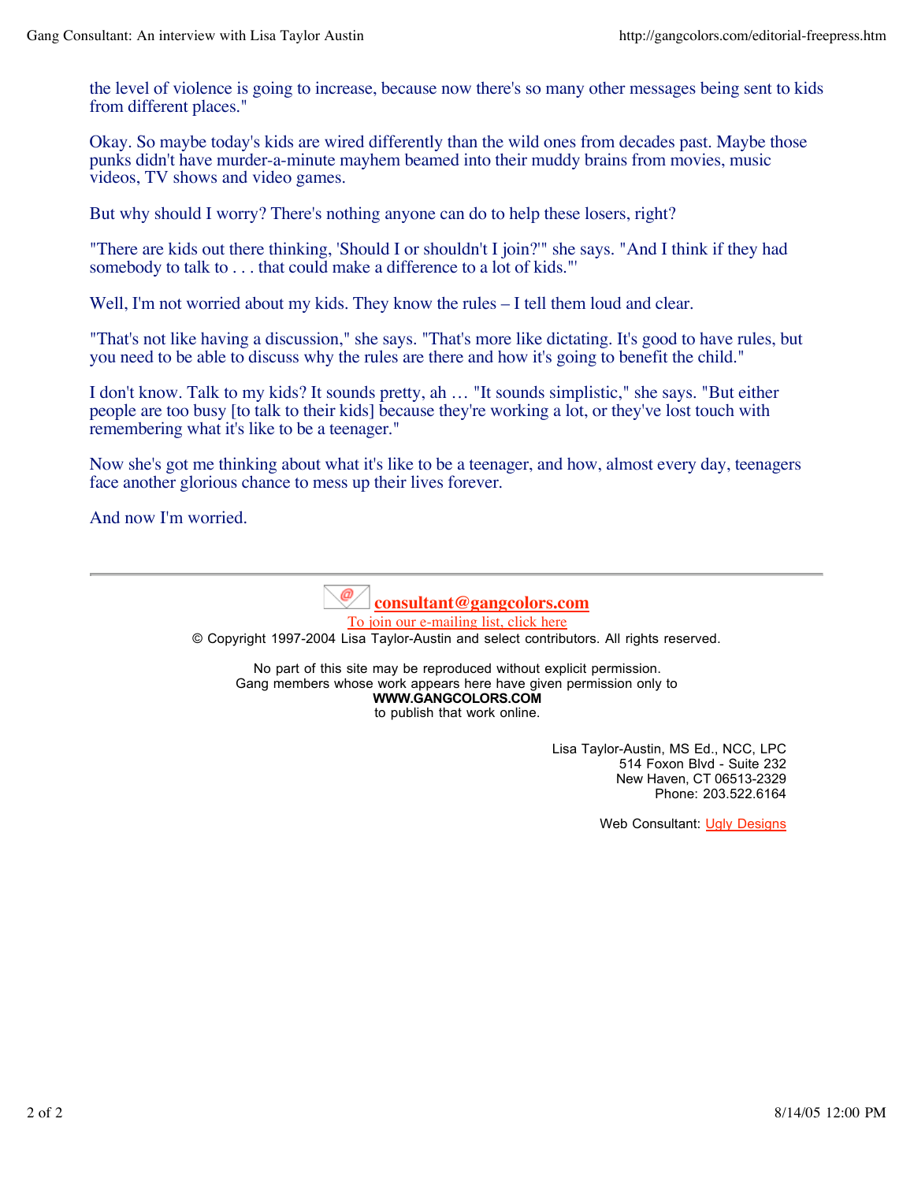the level of violence is going to increase, because now there's so many other messages being sent to kids from different places."

Okay. So maybe today's kids are wired differently than the wild ones from decades past. Maybe those punks didn't have murder-a-minute mayhem beamed into their muddy brains from movies, music videos, TV shows and video games.

But why should I worry? There's nothing anyone can do to help these losers, right?

"There are kids out there thinking, 'Should I or shouldn't I join?'" she says. "And I think if they had somebody to talk to . . . that could make a difference to a lot of kids."'

Well, I'm not worried about my kids. They know the rules – I tell them loud and clear.

"That's not like having a discussion," she says. "That's more like dictating. It's good to have rules, but you need to be able to discuss why the rules are there and how it's going to benefit the child."

I don't know. Talk to my kids? It sounds pretty, ah … "It sounds simplistic," she says. "But either people are too busy [to talk to their kids] because they're working a lot, or they've lost touch with remembering what it's like to be a teenager."

Now she's got me thinking about what it's like to be a teenager, and how, almost every day, teenagers face another glorious chance to mess up their lives forever.

And now I'm worried.

---

**consultant@gangcolors.com**

To join our e-mailing list, click here

© Copyright 1997-2004 Lisa Taylor-Austin and select contributors. All rights reserved.

No part of this site may be reproduced without explicit permission.
Gang members whose work appears here have given permission only to
**WWW.GANGCOLORS.COM**
to publish that work online.

Lisa Taylor-Austin, MS Ed., NCC, LPC
514 Foxon Blvd - Suite 232
New Haven, CT 06513-2329
Phone: 203.522.6164

Web Consultant: Ugly Designs